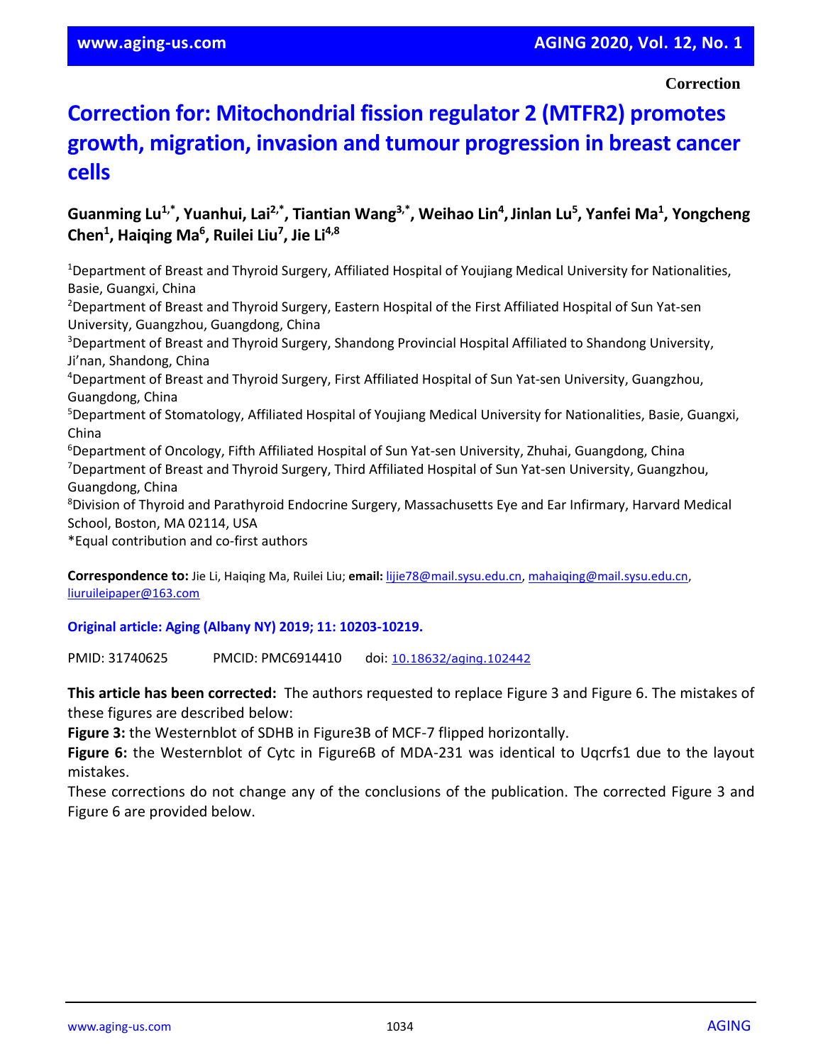Correction

# Correction for: Mitochondrial fission regulator 2 (MTFR2) promotes growth, migration, invasion and tumour progression in breast cancer cells

**Guanming Lu[1,*], Yuanhui, Lai[2,*], Tiantian Wang[3,*], Weihao Lin[4], Jinlan Lu[5], Yanfei Ma[1], Yongcheng Chen[1], Haiqing Ma[6], Ruilei Liu[7], Jie Li[4,8]**

[1]Department of Breast and Thyroid Surgery, Affiliated Hospital of Youjiang Medical University for Nationalities, Basie, Guangxi, China

[2]Department of Breast and Thyroid Surgery, Eastern Hospital of the First Affiliated Hospital of Sun Yat-sen University, Guangzhou, Guangdong, China

[3]Department of Breast and Thyroid Surgery, Shandong Provincial Hospital Affiliated to Shandong University, Ji'nan, Shandong, China

[4]Department of Breast and Thyroid Surgery, First Affiliated Hospital of Sun Yat-sen University, Guangzhou, Guangdong, China

[5]Department of Stomatology, Affiliated Hospital of Youjiang Medical University for Nationalities, Basie, Guangxi, China

[6]Department of Oncology, Fifth Affiliated Hospital of Sun Yat-sen University, Zhuhai, Guangdong, China

[7]Department of Breast and Thyroid Surgery, Third Affiliated Hospital of Sun Yat-sen University, Guangzhou, Guangdong, China

[8]Division of Thyroid and Parathyroid Endocrine Surgery, Massachusetts Eye and Ear Infirmary, Harvard Medical School, Boston, MA 02114, USA

*Equal contribution and co-first authors

**Correspondence to:** Jie Li, Haiqing Ma, Ruilei Liu; **email:** lijie78@mail.sysu.edu.cn, mahaiqing@mail.sysu.edu.cn, liuruileipaper@163.com

**Original article: Aging (Albany NY) 2019; 11: 10203-10219.**

PMID: 31740625 PMCID: PMC6914410 doi: 10.18632/aging.102442

**This article has been corrected:** The authors requested to replace Figure 3 and Figure 6. The mistakes of these figures are described below:

**Figure 3:** the Westernblot of SDHB in Figure3B of MCF-7 flipped horizontally.

**Figure 6:** the Westernblot of Cytc in Figure6B of MDA-231 was identical to Uqcrfs1 due to the layout mistakes.

These corrections do not change any of the conclusions of the publication. The corrected Figure 3 and Figure 6 are provided below.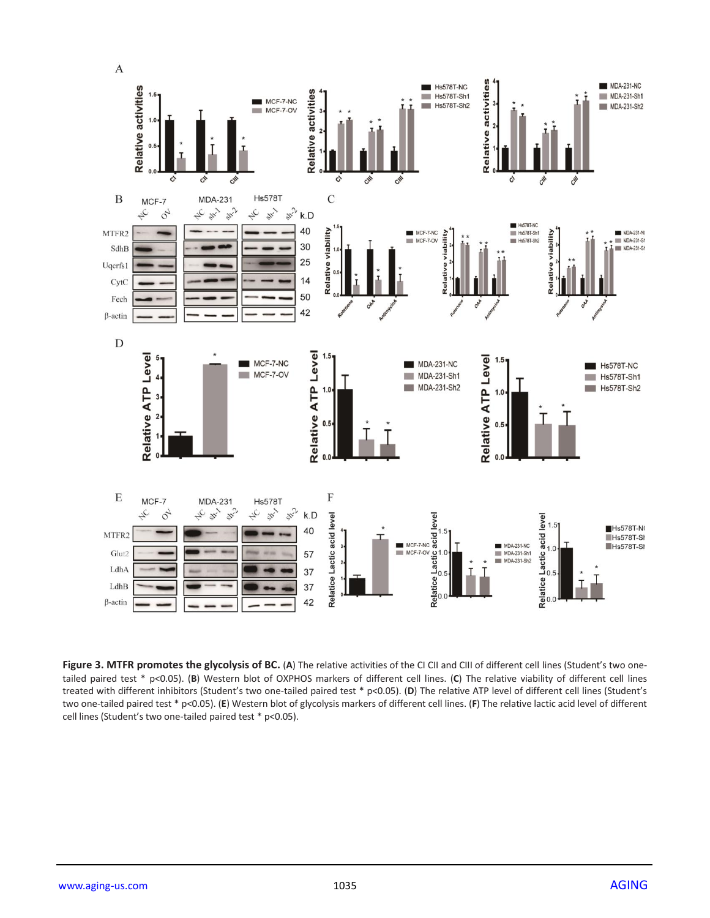**Figure 3. MTFR promotes the glycolysis of BC.** (**A**) The relative activities of the CI CII and CIII of different cell lines (Student's two one-tailed paired test * p<0.05). (**B**) Western blot of OXPHOS markers of different cell lines. (**C**) The relative viability of different cell lines treated with different inhibitors (Student's two one-tailed paired test * p<0.05). (**D**) The relative ATP level of different cell lines (Student's two one-tailed paired test * p<0.05). (**E**) Western blot of glycolysis markers of different cell lines. (**F**) The relative lactic acid level of different cell lines (Student's two one-tailed paired test * p<0.05).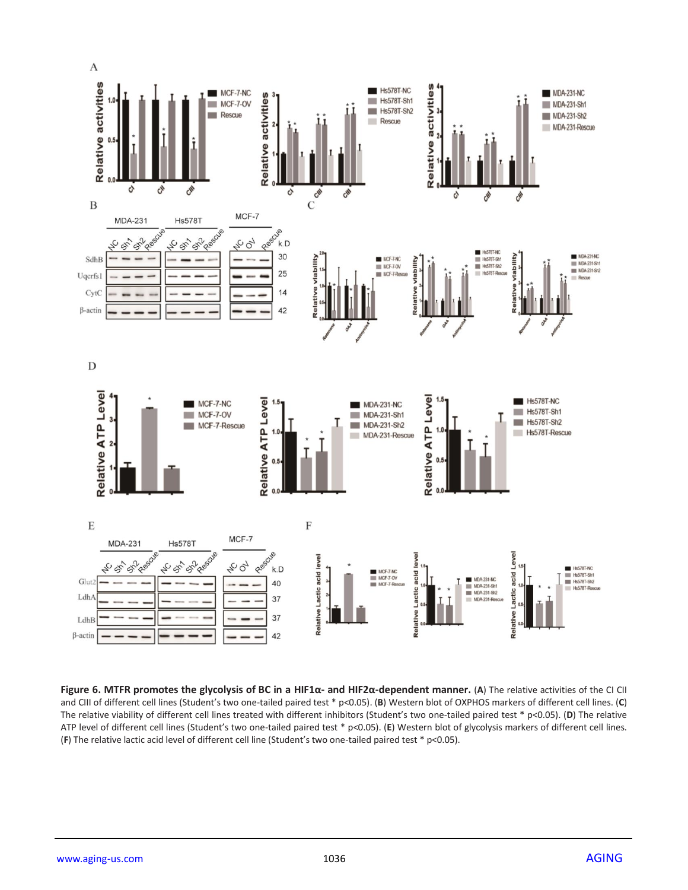A

Relative activities

1.0

0.5

0.0

MCF-7-NC
MCF-7-OV
Rescue

CI CII CIII

Relative activities

3
2
1
0

Hs578T-NC
Hs578T-Sh1
Hs578T-Sh2
Rescue

CI CII CIII

Relative activities

4
3
2
1
0

MDA-231-NC
MDA-231-Sh1
MDA-231-Sh2
MDA-231-Rescue

CI CIII CIII

B

MDA-231 Hs578T MCF-7

NC Sh1 Sh2 Rescue NC Sh1 Sh2 Rescue NC OV Rescue k.D

SdhB 30

Uqcrfs1 25

CytC 14

β-actin 42

C

Relative viability

MCF-7-NC
MCF-7-OV
MCF-7-Rescue

Rotenone OAA AntimycinA

Relative viability

Hs578T-NC
Hs578T-Sh1
Hs578T-Sh2
Hs578T-Rescue

Rotenone OAA AntimycinA

Relative viability

MDA-231-NC
MDA-231-Sh1
MDA-231-Sh2
Rescue

Rotenone OAA AntimycinA

D

Relative ATP Level

4
3
2
1
0

MCF-7-NC
MCF-7-OV
MCF-7-Rescue

Relative ATP Level

1.5
1.0
0.5
0.0

MDA-231-NC
MDA-231-Sh1
MDA-231-Sh2
MDA-231-Rescue

Relative ATP Level

1.5
1.0
0.5
0.0

Hs578T-NC
Hs578T-Sh1
Hs578T-Sh2
Hs578T-Rescue

E

MDA-231 Hs578T MCF-7

NC Sh1 Sh2 Rescue NC Sh1 Sh2 Rescue NC OV Rescue k.D

Glut2 40

LdhA 37

LdhB 37

β-actin 42

F

Relative Lactic acid level

MCF-7-NC
MCF-7-OV
MCF-7-Rescue

Relative Lactic acid level

MDA-231-NC
MDA-231-Sh1
MDA-231-Sh2
MDA-231-Rescue

Relative Lactic acid Level

Hs578T-NC
Hs578T-Sh1
Hs578T-Sh2
Hs578T-Rescue

**Figure 6. MTFR promotes the glycolysis of BC in a HIF1α- and HIF2α-dependent manner.** (**A**) The relative activities of the CI CII and CIII of different cell lines (Student's two one-tailed paired test * $p<0.05$). (**B**) Western blot of OXPHOS markers of different cell lines. (**C**) The relative viability of different cell lines treated with different inhibitors (Student's two one-tailed paired test * $p<0.05$). (**D**) The relative ATP level of different cell lines (Student's two one-tailed paired test * $p<0.05$). (**E**) Western blot of glycolysis markers of different cell lines. (**F**) The relative lactic acid level of different cell line (Student's two one-tailed paired test * $p<0.05$).